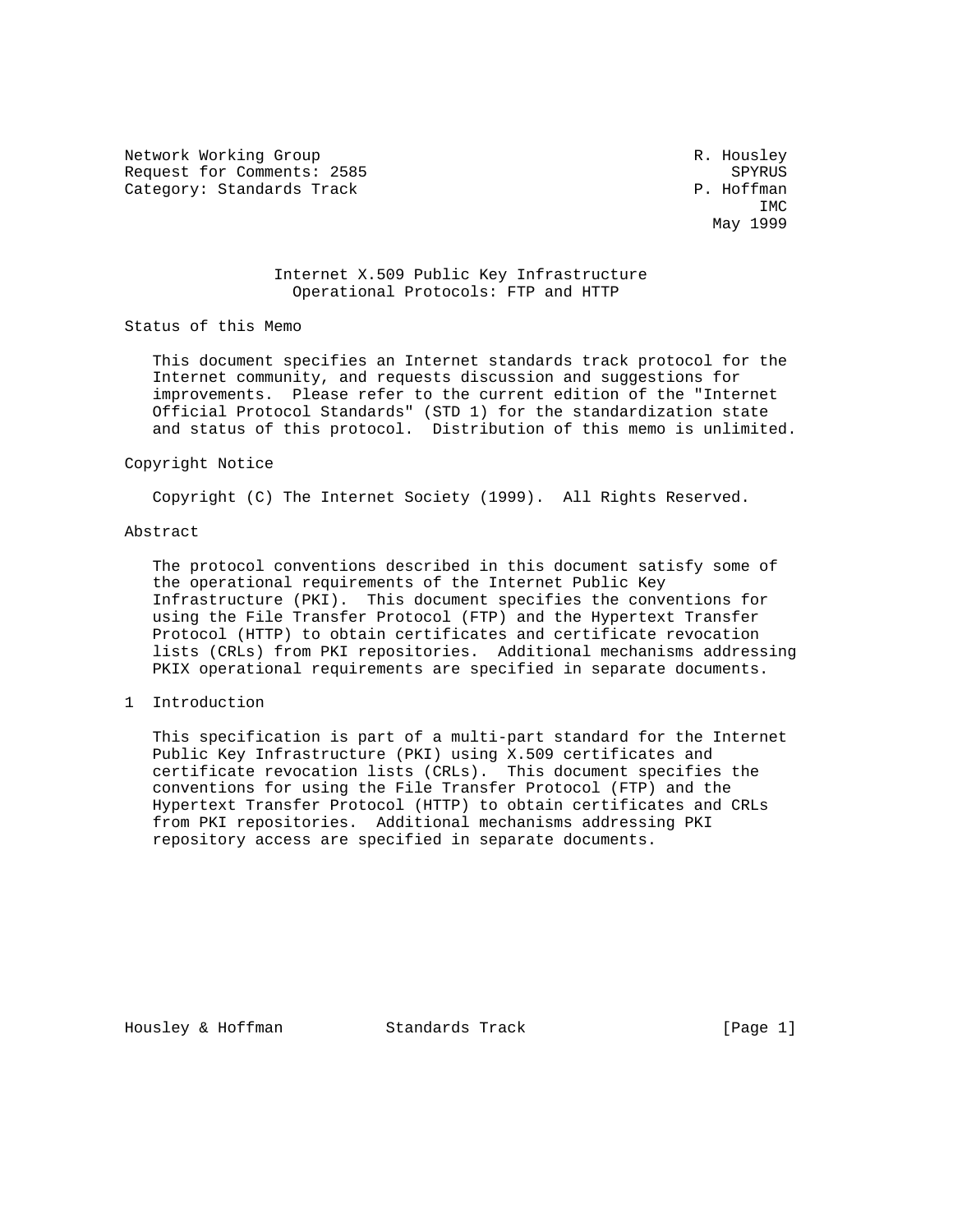Network Working Group R. Housley
Request for Comments: 2585 SPYRUS
Category: Standards Track P. Hoffman
IMC
May 1999

# Internet X.509 Public Key Infrastructure Operational Protocols: FTP and HTTP

## Status of this Memo

This document specifies an Internet standards track protocol for the Internet community, and requests discussion and suggestions for improvements. Please refer to the current edition of the "Internet Official Protocol Standards" (STD 1) for the standardization state and status of this protocol. Distribution of this memo is unlimited.

## Copyright Notice

Copyright (C) The Internet Society (1999). All Rights Reserved.

## Abstract

The protocol conventions described in this document satisfy some of the operational requirements of the Internet Public Key Infrastructure (PKI). This document specifies the conventions for using the File Transfer Protocol (FTP) and the Hypertext Transfer Protocol (HTTP) to obtain certificates and certificate revocation lists (CRLs) from PKI repositories. Additional mechanisms addressing PKIX operational requirements are specified in separate documents.

## 1 Introduction

This specification is part of a multi-part standard for the Internet Public Key Infrastructure (PKI) using X.509 certificates and certificate revocation lists (CRLs). This document specifies the conventions for using the File Transfer Protocol (FTP) and the Hypertext Transfer Protocol (HTTP) to obtain certificates and CRLs from PKI repositories. Additional mechanisms addressing PKI repository access are specified in separate documents.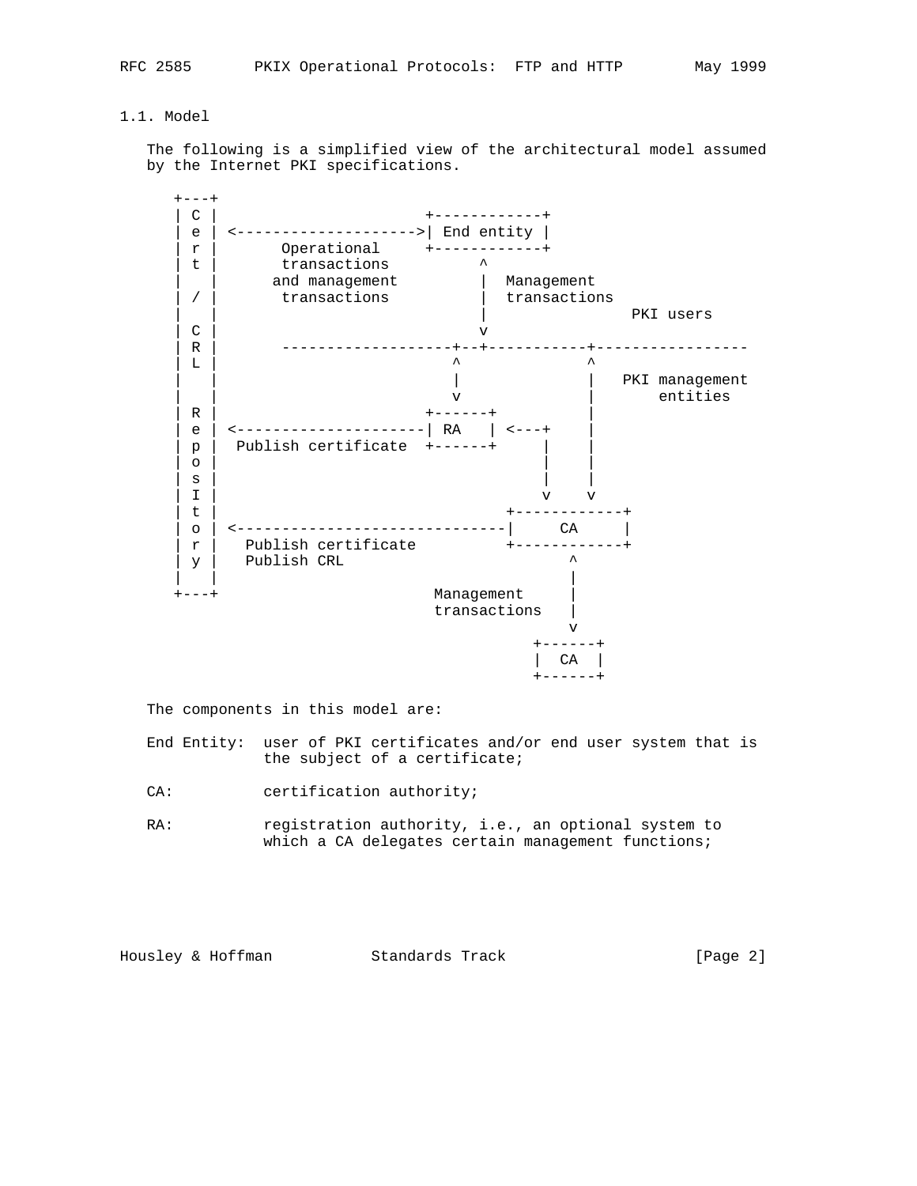## 1.1. Model

The following is a simplified view of the architectural model assumed by the Internet PKI specifications.

```
   +---+
   | C |                       +------------+
   | e | <-------------------->| End entity |
   | r |       Operational     +------------+
   | t |       transactions          ^
   |   |      and management         |  Management
   | / |       transactions          |  transactions
   |   |                             |                PKI users
   | C |                             v
   | R |       -------------------+--+-----------+-----------------
   | L |                          ^              ^
   |   |                          |              |  PKI management
   |   |                          v              |      entities
   | R |                       +------+          |
   | e | <---------------------| RA   | <---+    |
   | p |  Publish certificate  +------+     |    |
   | o |                                    |    |
   | s |                                    |    |
   | I |                                    v    v
   | t |                                +------------+
   | o | <------------------------------|     CA     |
   | r |   Publish certificate          +------------+
   | y |   Publish CRL                         ^
   |   |                                       |
   +---+                        Management     |
                                transactions   |
                                               v
                                           +------+
                                           |  CA  |
                                           +------+
```

The components in this model are:

End Entity: user of PKI certificates and/or end user system that is the subject of a certificate;

CA: certification authority;

RA: registration authority, i.e., an optional system to which a CA delegates certain management functions;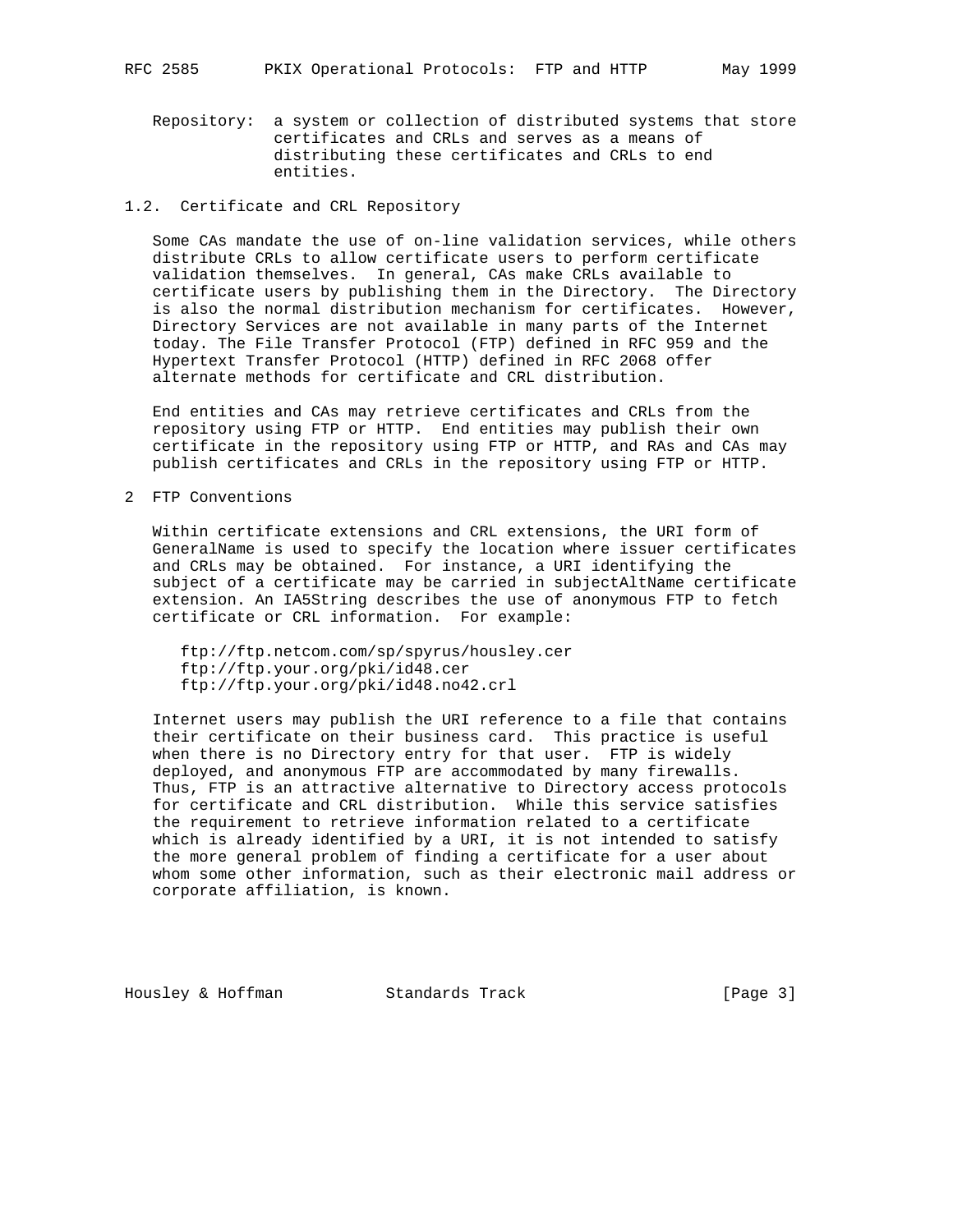Repository: a system or collection of distributed systems that store certificates and CRLs and serves as a means of distributing these certificates and CRLs to end entities.

## 1.2. Certificate and CRL Repository

Some CAs mandate the use of on-line validation services, while others distribute CRLs to allow certificate users to perform certificate validation themselves. In general, CAs make CRLs available to certificate users by publishing them in the Directory. The Directory is also the normal distribution mechanism for certificates. However, Directory Services are not available in many parts of the Internet today. The File Transfer Protocol (FTP) defined in RFC 959 and the Hypertext Transfer Protocol (HTTP) defined in RFC 2068 offer alternate methods for certificate and CRL distribution.

End entities and CAs may retrieve certificates and CRLs from the repository using FTP or HTTP. End entities may publish their own certificate in the repository using FTP or HTTP, and RAs and CAs may publish certificates and CRLs in the repository using FTP or HTTP.

## 2 FTP Conventions

Within certificate extensions and CRL extensions, the URI form of GeneralName is used to specify the location where issuer certificates and CRLs may be obtained. For instance, a URI identifying the subject of a certificate may be carried in subjectAltName certificate extension. An IA5String describes the use of anonymous FTP to fetch certificate or CRL information. For example:

```
ftp://ftp.netcom.com/sp/spyrus/housley.cer
ftp://ftp.your.org/pki/id48.cer
ftp://ftp.your.org/pki/id48.no42.crl
```

Internet users may publish the URI reference to a file that contains their certificate on their business card. This practice is useful when there is no Directory entry for that user. FTP is widely deployed, and anonymous FTP are accommodated by many firewalls. Thus, FTP is an attractive alternative to Directory access protocols for certificate and CRL distribution. While this service satisfies the requirement to retrieve information related to a certificate which is already identified by a URI, it is not intended to satisfy the more general problem of finding a certificate for a user about whom some other information, such as their electronic mail address or corporate affiliation, is known.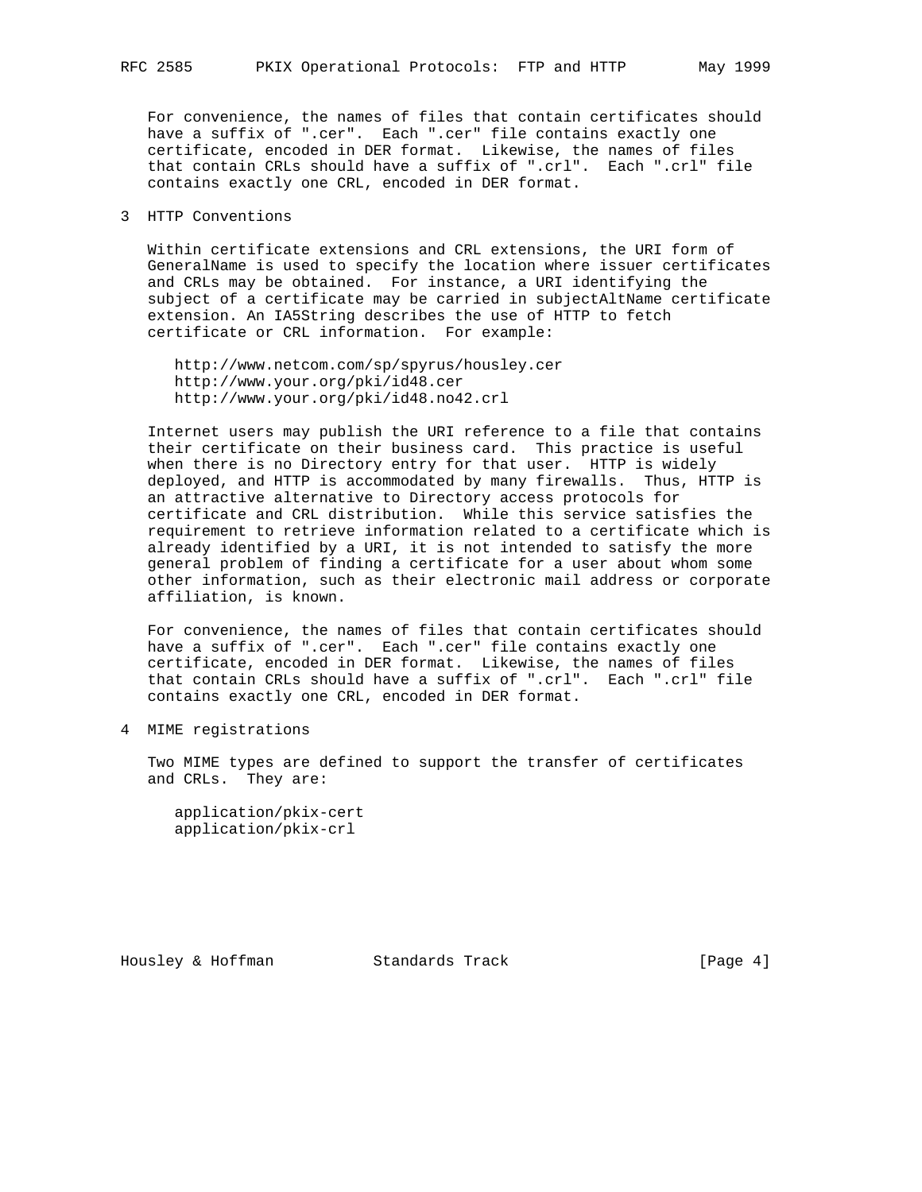For convenience, the names of files that contain certificates should have a suffix of ".cer". Each ".cer" file contains exactly one certificate, encoded in DER format. Likewise, the names of files that contain CRLs should have a suffix of ".crl". Each ".crl" file contains exactly one CRL, encoded in DER format.

## 3 HTTP Conventions

Within certificate extensions and CRL extensions, the URI form of GeneralName is used to specify the location where issuer certificates and CRLs may be obtained. For instance, a URI identifying the subject of a certificate may be carried in subjectAltName certificate extension. An IA5String describes the use of HTTP to fetch certificate or CRL information. For example:

```
http://www.netcom.com/sp/spyrus/housley.cer
http://www.your.org/pki/id48.cer
http://www.your.org/pki/id48.no42.crl
```

Internet users may publish the URI reference to a file that contains their certificate on their business card. This practice is useful when there is no Directory entry for that user. HTTP is widely deployed, and HTTP is accommodated by many firewalls. Thus, HTTP is an attractive alternative to Directory access protocols for certificate and CRL distribution. While this service satisfies the requirement to retrieve information related to a certificate which is already identified by a URI, it is not intended to satisfy the more general problem of finding a certificate for a user about whom some other information, such as their electronic mail address or corporate affiliation, is known.

For convenience, the names of files that contain certificates should have a suffix of ".cer". Each ".cer" file contains exactly one certificate, encoded in DER format. Likewise, the names of files that contain CRLs should have a suffix of ".crl". Each ".crl" file contains exactly one CRL, encoded in DER format.

## 4 MIME registrations

Two MIME types are defined to support the transfer of certificates and CRLs. They are:

```
application/pkix-cert
application/pkix-crl
```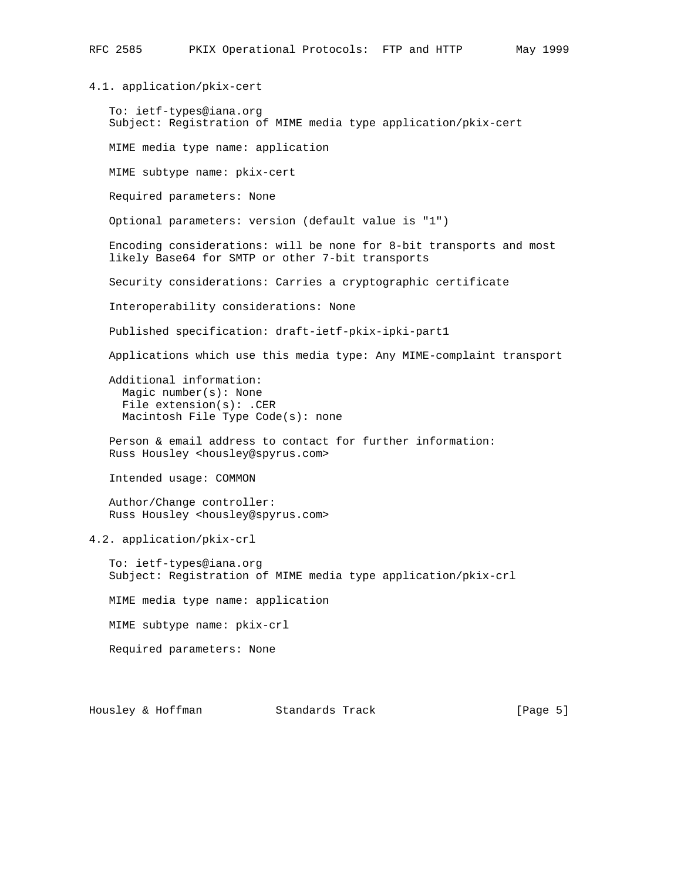### 4.1. application/pkix-cert

To: ietf-types@iana.org
Subject: Registration of MIME media type application/pkix-cert

MIME media type name: application

MIME subtype name: pkix-cert

Required parameters: None

Optional parameters: version (default value is "1")

Encoding considerations: will be none for 8-bit transports and most likely Base64 for SMTP or other 7-bit transports

Security considerations: Carries a cryptographic certificate

Interoperability considerations: None

Published specification: draft-ietf-pkix-ipki-part1

Applications which use this media type: Any MIME-complaint transport

Additional information:
  Magic number(s): None
  File extension(s): .CER
  Macintosh File Type Code(s): none

Person & email address to contact for further information:
Russ Housley <housley@spyrus.com>

Intended usage: COMMON

Author/Change controller:
Russ Housley <housley@spyrus.com>

### 4.2. application/pkix-crl

To: ietf-types@iana.org
Subject: Registration of MIME media type application/pkix-crl

MIME media type name: application

MIME subtype name: pkix-crl

Required parameters: None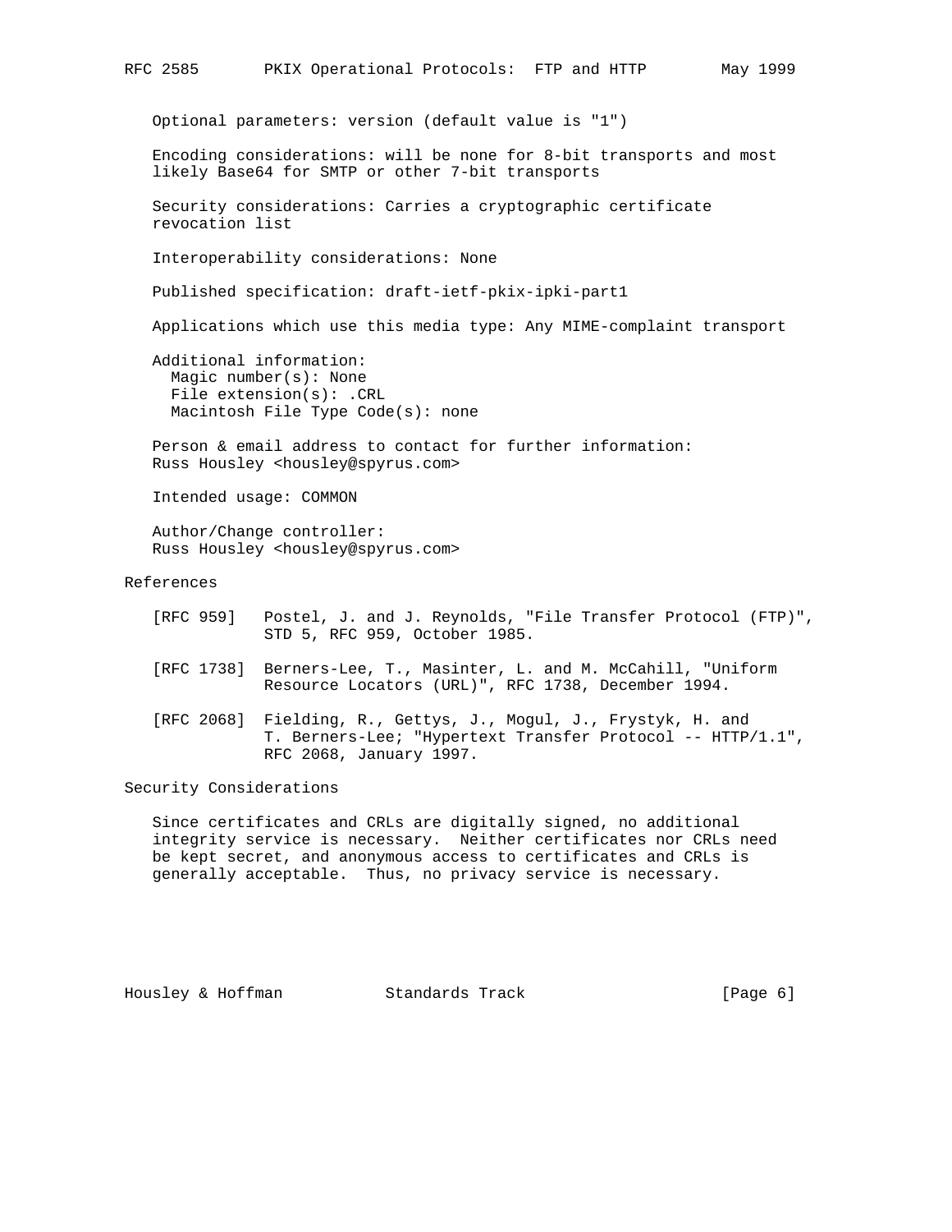Optional parameters: version (default value is "1")

Encoding considerations: will be none for 8-bit transports and most likely Base64 for SMTP or other 7-bit transports

Security considerations: Carries a cryptographic certificate revocation list

Interoperability considerations: None

Published specification: draft-ietf-pkix-ipki-part1

Applications which use this media type: Any MIME-complaint transport

Additional information:
  Magic number(s): None
  File extension(s): .CRL
  Macintosh File Type Code(s): none

Person & email address to contact for further information:
Russ Housley <housley@spyrus.com>

Intended usage: COMMON

Author/Change controller:
Russ Housley <housley@spyrus.com>

## References

[RFC 959] Postel, J. and J. Reynolds, "File Transfer Protocol (FTP)", STD 5, RFC 959, October 1985.

[RFC 1738] Berners-Lee, T., Masinter, L. and M. McCahill, "Uniform Resource Locators (URL)", RFC 1738, December 1994.

[RFC 2068] Fielding, R., Gettys, J., Mogul, J., Frystyk, H. and T. Berners-Lee; "Hypertext Transfer Protocol -- HTTP/1.1", RFC 2068, January 1997.

## Security Considerations

Since certificates and CRLs are digitally signed, no additional integrity service is necessary. Neither certificates nor CRLs need be kept secret, and anonymous access to certificates and CRLs is generally acceptable. Thus, no privacy service is necessary.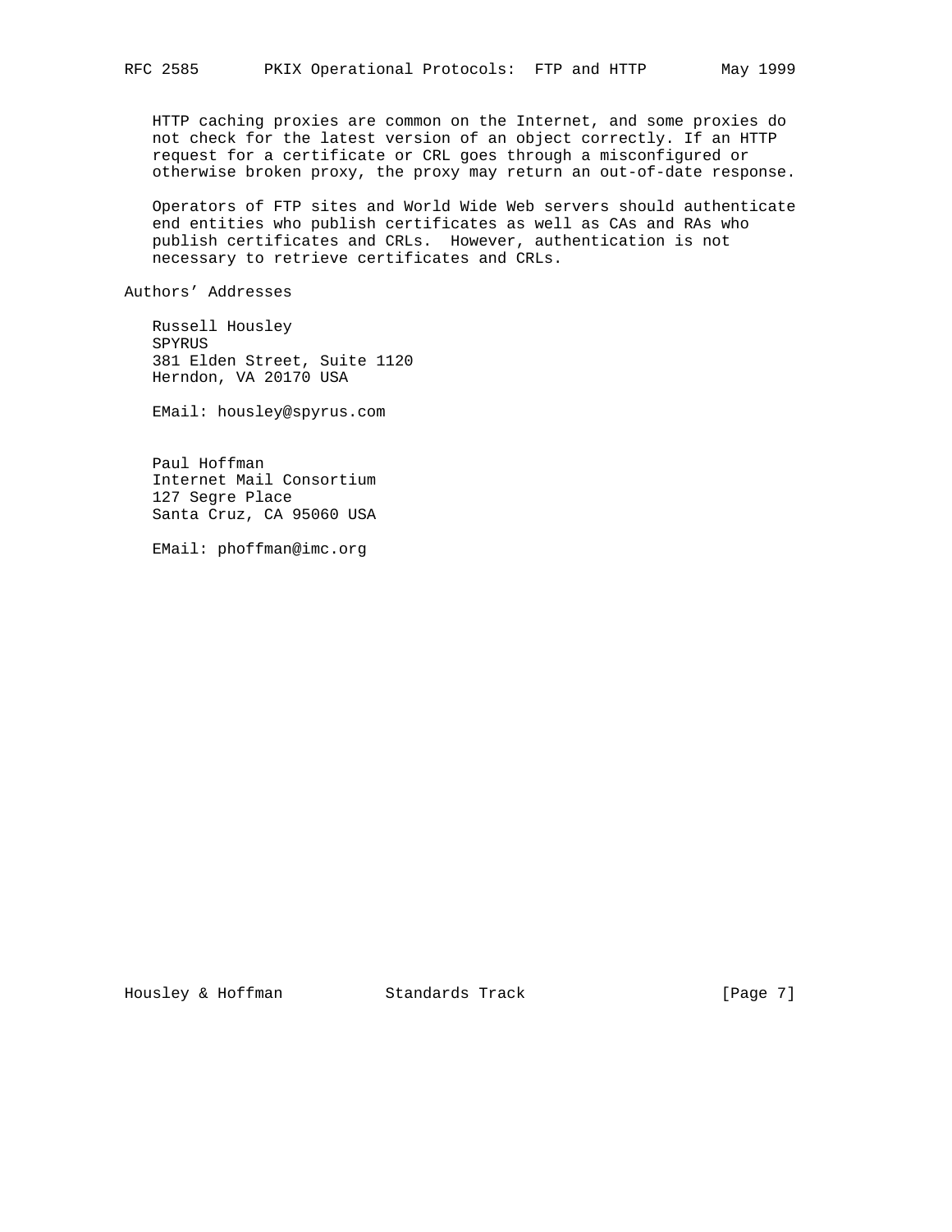HTTP caching proxies are common on the Internet, and some proxies do not check for the latest version of an object correctly. If an HTTP request for a certificate or CRL goes through a misconfigured or otherwise broken proxy, the proxy may return an out-of-date response.

Operators of FTP sites and World Wide Web servers should authenticate end entities who publish certificates as well as CAs and RAs who publish certificates and CRLs.  However, authentication is not necessary to retrieve certificates and CRLs.

## Authors' Addresses

Russell Housley
SPYRUS
381 Elden Street, Suite 1120
Herndon, VA 20170 USA

EMail: housley@spyrus.com

Paul Hoffman
Internet Mail Consortium
127 Segre Place
Santa Cruz, CA 95060 USA

EMail: phoffman@imc.org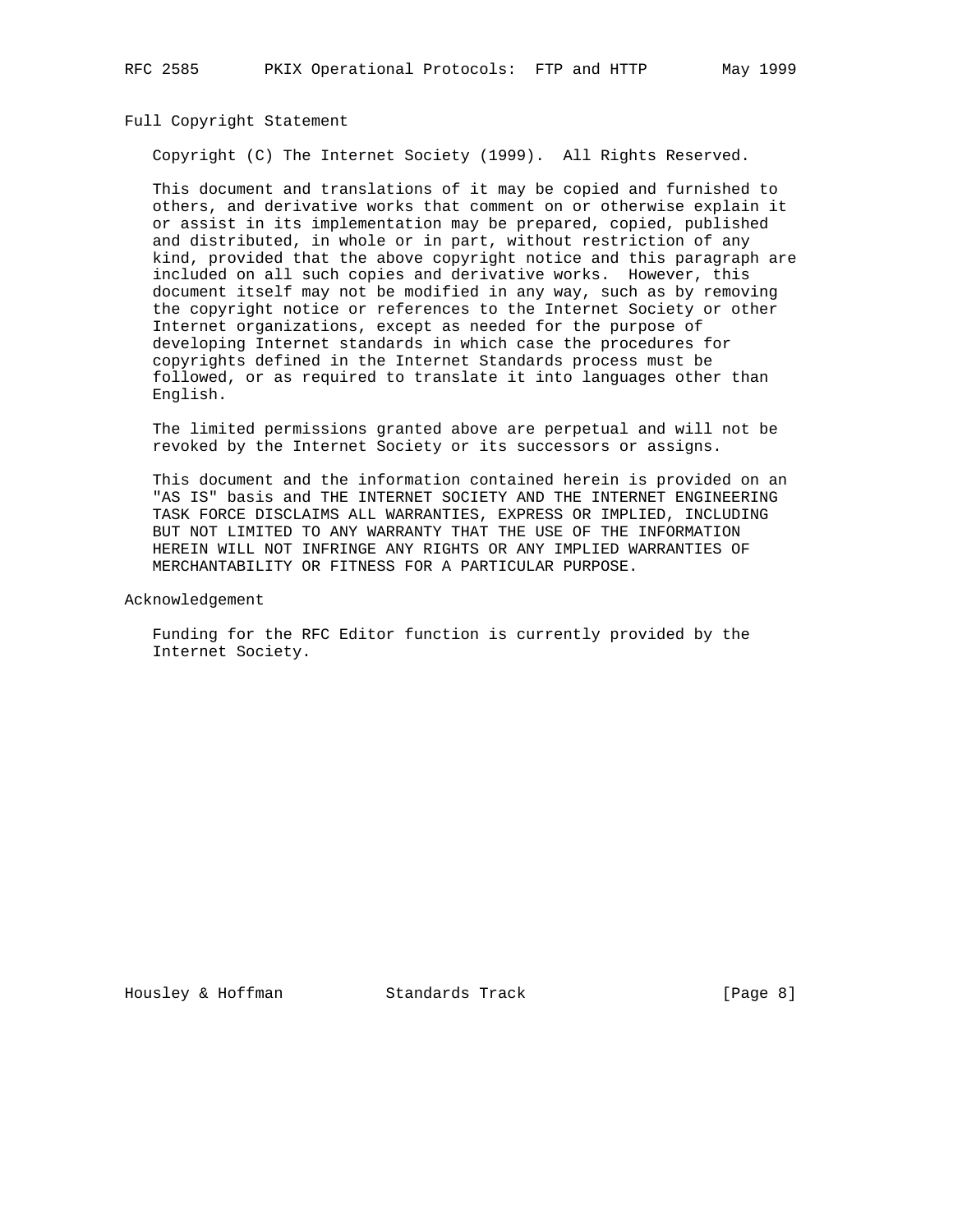## Full Copyright Statement

Copyright (C) The Internet Society (1999). All Rights Reserved.

This document and translations of it may be copied and furnished to others, and derivative works that comment on or otherwise explain it or assist in its implementation may be prepared, copied, published and distributed, in whole or in part, without restriction of any kind, provided that the above copyright notice and this paragraph are included on all such copies and derivative works. However, this document itself may not be modified in any way, such as by removing the copyright notice or references to the Internet Society or other Internet organizations, except as needed for the purpose of developing Internet standards in which case the procedures for copyrights defined in the Internet Standards process must be followed, or as required to translate it into languages other than English.

The limited permissions granted above are perpetual and will not be revoked by the Internet Society or its successors or assigns.

This document and the information contained herein is provided on an "AS IS" basis and THE INTERNET SOCIETY AND THE INTERNET ENGINEERING TASK FORCE DISCLAIMS ALL WARRANTIES, EXPRESS OR IMPLIED, INCLUDING BUT NOT LIMITED TO ANY WARRANTY THAT THE USE OF THE INFORMATION HEREIN WILL NOT INFRINGE ANY RIGHTS OR ANY IMPLIED WARRANTIES OF MERCHANTABILITY OR FITNESS FOR A PARTICULAR PURPOSE.

## Acknowledgement

Funding for the RFC Editor function is currently provided by the Internet Society.